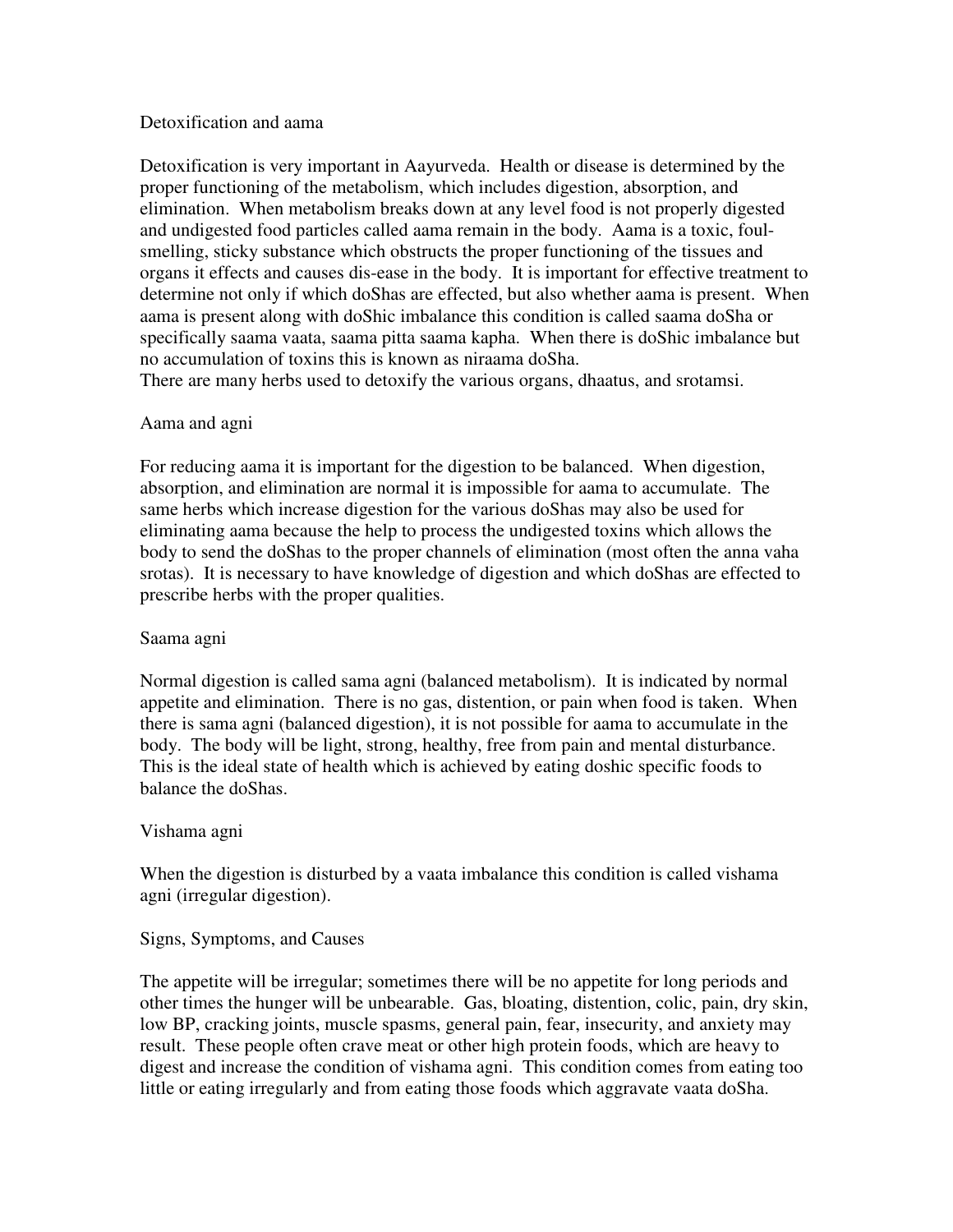# Detoxification and aama

Detoxification is very important in Aayurveda. Health or disease is determined by the proper functioning of the metabolism, which includes digestion, absorption, and elimination. When metabolism breaks down at any level food is not properly digested and undigested food particles called aama remain in the body. Aama is a toxic, foul-smelling, sticky substance which obstructs the proper functioning of the tissues and organs it effects and causes dis-ease in the body. It is important for effective treatment to determine not only if which doShas are effected, but also whether aama is present. When aama is present along with doShic imbalance this condition is called saama doSha or specifically saama vaata, saama pitta saama kapha. When there is doShic imbalance but no accumulation of toxins this is known as niraama doSha.
There are many herbs used to detoxify the various organs, dhaatus, and srotamsi.

## Aama and agni

For reducing aama it is important for the digestion to be balanced. When digestion, absorption, and elimination are normal it is impossible for aama to accumulate. The same herbs which increase digestion for the various doShas may also be used for eliminating aama because the help to process the undigested toxins which allows the body to send the doShas to the proper channels of elimination (most often the anna vaha srotas). It is necessary to have knowledge of digestion and which doShas are effected to prescribe herbs with the proper qualities.

## Saama agni

Normal digestion is called sama agni (balanced metabolism). It is indicated by normal appetite and elimination. There is no gas, distention, or pain when food is taken. When there is sama agni (balanced digestion), it is not possible for aama to accumulate in the body. The body will be light, strong, healthy, free from pain and mental disturbance. This is the ideal state of health which is achieved by eating doshic specific foods to balance the doShas.

## Vishama agni

When the digestion is disturbed by a vaata imbalance this condition is called vishama agni (irregular digestion).

### Signs, Symptoms, and Causes

The appetite will be irregular; sometimes there will be no appetite for long periods and other times the hunger will be unbearable. Gas, bloating, distention, colic, pain, dry skin, low BP, cracking joints, muscle spasms, general pain, fear, insecurity, and anxiety may result. These people often crave meat or other high protein foods, which are heavy to digest and increase the condition of vishama agni. This condition comes from eating too little or eating irregularly and from eating those foods which aggravate vaata doSha.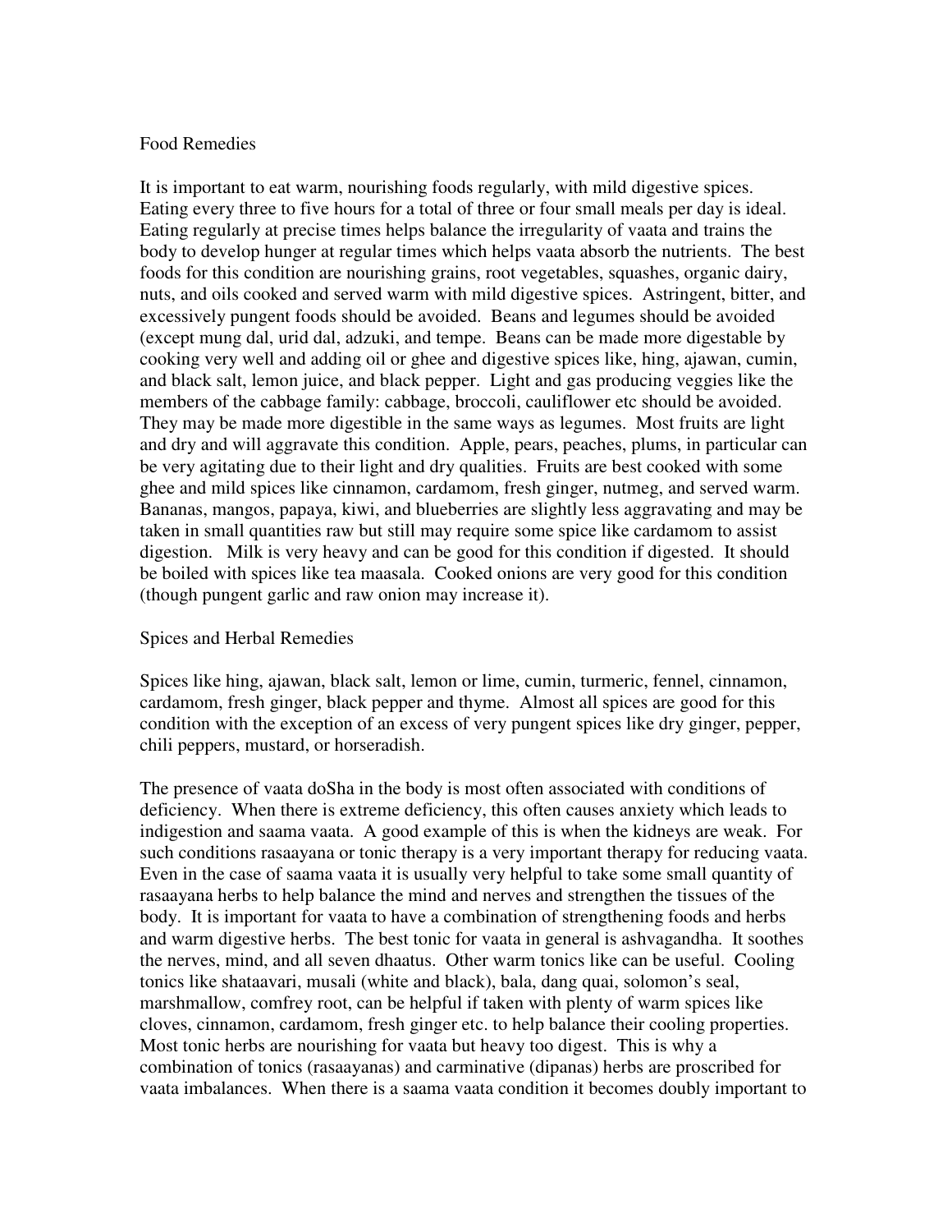Food Remedies

It is important to eat warm, nourishing foods regularly, with mild digestive spices. Eating every three to five hours for a total of three or four small meals per day is ideal. Eating regularly at precise times helps balance the irregularity of vaata and trains the body to develop hunger at regular times which helps vaata absorb the nutrients. The best foods for this condition are nourishing grains, root vegetables, squashes, organic dairy, nuts, and oils cooked and served warm with mild digestive spices. Astringent, bitter, and excessively pungent foods should be avoided. Beans and legumes should be avoided (except mung dal, urid dal, adzuki, and tempe. Beans can be made more digestable by cooking very well and adding oil or ghee and digestive spices like, hing, ajawan, cumin, and black salt, lemon juice, and black pepper. Light and gas producing veggies like the members of the cabbage family: cabbage, broccoli, cauliflower etc should be avoided. They may be made more digestible in the same ways as legumes. Most fruits are light and dry and will aggravate this condition. Apple, pears, peaches, plums, in particular can be very agitating due to their light and dry qualities. Fruits are best cooked with some ghee and mild spices like cinnamon, cardamom, fresh ginger, nutmeg, and served warm. Bananas, mangos, papaya, kiwi, and blueberries are slightly less aggravating and may be taken in small quantities raw but still may require some spice like cardamom to assist digestion. Milk is very heavy and can be good for this condition if digested. It should be boiled with spices like tea maasala. Cooked onions are very good for this condition (though pungent garlic and raw onion may increase it).

Spices and Herbal Remedies

Spices like hing, ajawan, black salt, lemon or lime, cumin, turmeric, fennel, cinnamon, cardamom, fresh ginger, black pepper and thyme. Almost all spices are good for this condition with the exception of an excess of very pungent spices like dry ginger, pepper, chili peppers, mustard, or horseradish.

The presence of vaata doSha in the body is most often associated with conditions of deficiency. When there is extreme deficiency, this often causes anxiety which leads to indigestion and saama vaata. A good example of this is when the kidneys are weak. For such conditions rasaayana or tonic therapy is a very important therapy for reducing vaata. Even in the case of saama vaata it is usually very helpful to take some small quantity of rasaayana herbs to help balance the mind and nerves and strengthen the tissues of the body. It is important for vaata to have a combination of strengthening foods and herbs and warm digestive herbs. The best tonic for vaata in general is ashvagandha. It soothes the nerves, mind, and all seven dhaatus. Other warm tonics like can be useful. Cooling tonics like shataavari, musali (white and black), bala, dang quai, solomon's seal, marshmallow, comfrey root, can be helpful if taken with plenty of warm spices like cloves, cinnamon, cardamom, fresh ginger etc. to help balance their cooling properties. Most tonic herbs are nourishing for vaata but heavy too digest. This is why a combination of tonics (rasaayanas) and carminative (dipanas) herbs are proscribed for vaata imbalances. When there is a saama vaata condition it becomes doubly important to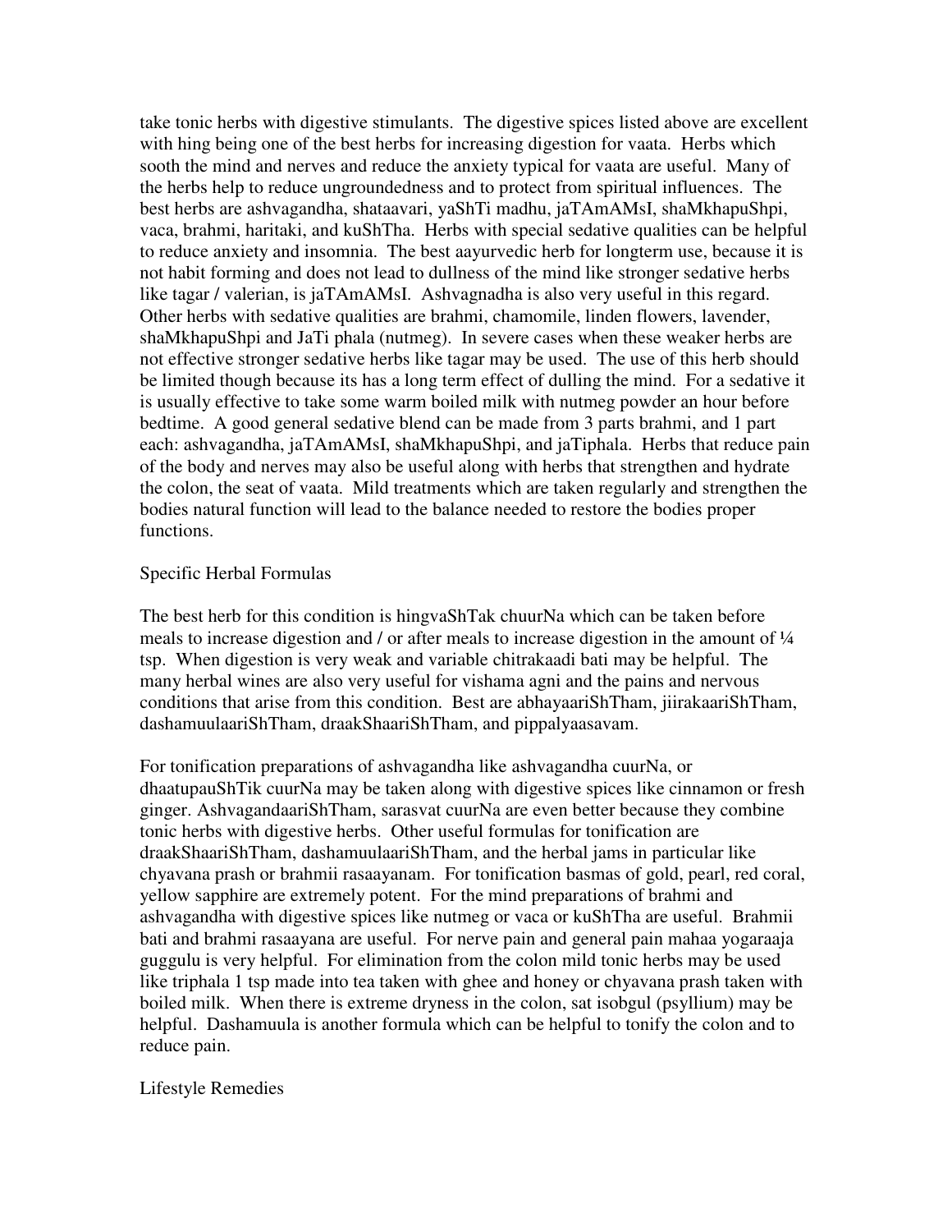take tonic herbs with digestive stimulants. The digestive spices listed above are excellent with hing being one of the best herbs for increasing digestion for vaata. Herbs which sooth the mind and nerves and reduce the anxiety typical for vaata are useful. Many of the herbs help to reduce ungroundedness and to protect from spiritual influences. The best herbs are ashvagandha, shataavari, yaShTi madhu, jaTAmAMsI, shaMkhapuShpi, vaca, brahmi, haritaki, and kuShTha. Herbs with special sedative qualities can be helpful to reduce anxiety and insomnia. The best aayurvedic herb for longterm use, because it is not habit forming and does not lead to dullness of the mind like stronger sedative herbs like tagar / valerian, is jaTAmAMsI. Ashvagnadha is also very useful in this regard. Other herbs with sedative qualities are brahmi, chamomile, linden flowers, lavender, shaMkhapuShpi and JaTi phala (nutmeg). In severe cases when these weaker herbs are not effective stronger sedative herbs like tagar may be used. The use of this herb should be limited though because its has a long term effect of dulling the mind. For a sedative it is usually effective to take some warm boiled milk with nutmeg powder an hour before bedtime. A good general sedative blend can be made from 3 parts brahmi, and 1 part each: ashvagandha, jaTAmAMsI, shaMkhapuShpi, and jaTiphala. Herbs that reduce pain of the body and nerves may also be useful along with herbs that strengthen and hydrate the colon, the seat of vaata. Mild treatments which are taken regularly and strengthen the bodies natural function will lead to the balance needed to restore the bodies proper functions.

Specific Herbal Formulas

The best herb for this condition is hingvaShTak chuurNa which can be taken before meals to increase digestion and / or after meals to increase digestion in the amount of ¼ tsp. When digestion is very weak and variable chitrakaadi bati may be helpful. The many herbal wines are also very useful for vishama agni and the pains and nervous conditions that arise from this condition. Best are abhayaariShTham, jiirakaariShTham, dashamuulaariShTham, draakShaariShTham, and pippalyaasavam.

For tonification preparations of ashvagandha like ashvagandha cuurNa, or dhaatupauShTik cuurNa may be taken along with digestive spices like cinnamon or fresh ginger. AshvagandaariShTham, sarasvat cuurNa are even better because they combine tonic herbs with digestive herbs. Other useful formulas for tonification are draakShaariShTham, dashamuulaariShTham, and the herbal jams in particular like chyavana prash or brahmii rasaayanam. For tonification basmas of gold, pearl, red coral, yellow sapphire are extremely potent. For the mind preparations of brahmi and ashvagandha with digestive spices like nutmeg or vaca or kuShTha are useful. Brahmii bati and brahmi rasaayana are useful. For nerve pain and general pain mahaa yogaraaja guggulu is very helpful. For elimination from the colon mild tonic herbs may be used like triphala 1 tsp made into tea taken with ghee and honey or chyavana prash taken with boiled milk. When there is extreme dryness in the colon, sat isobgul (psyllium) may be helpful. Dashamuula is another formula which can be helpful to tonify the colon and to reduce pain.

Lifestyle Remedies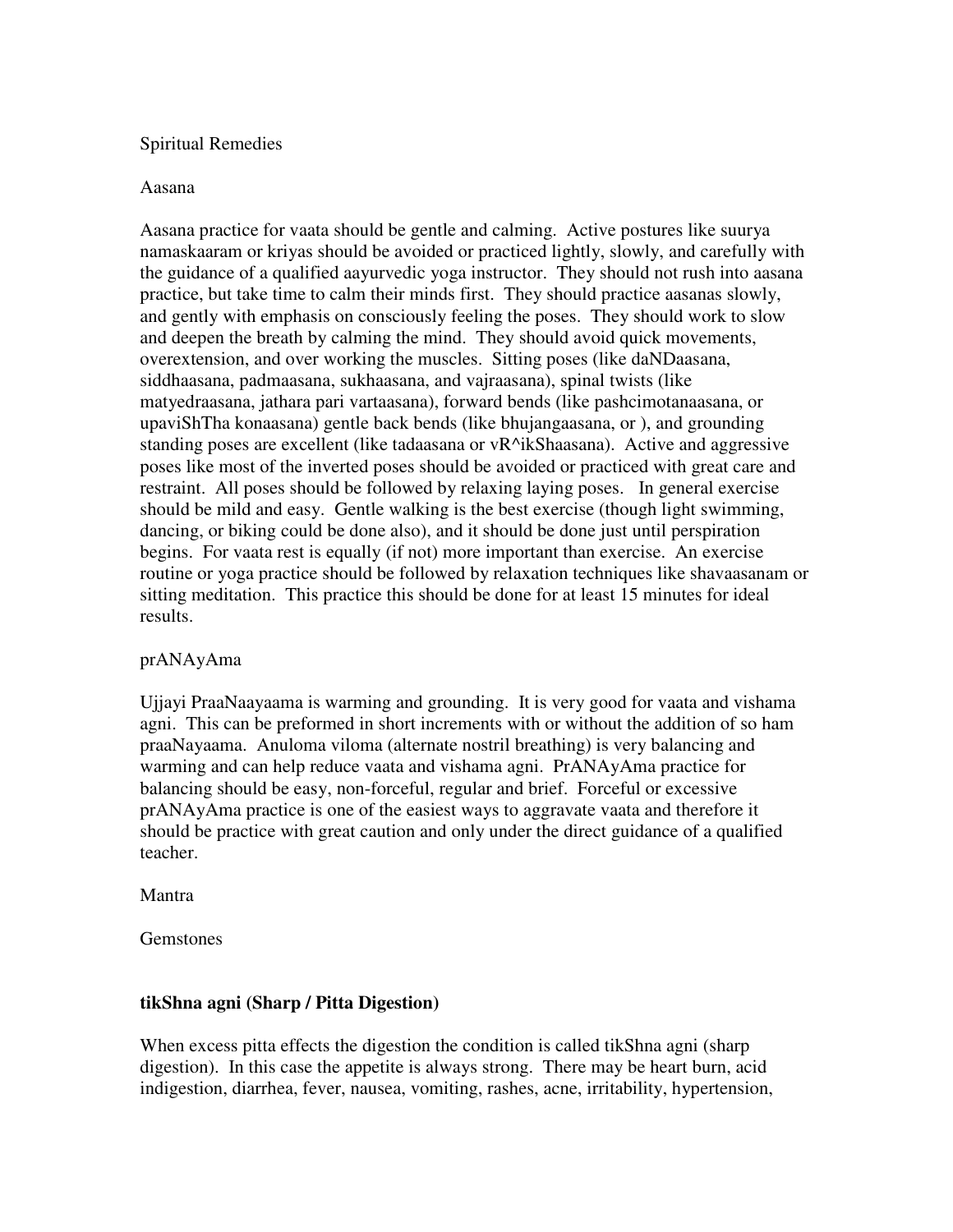Spiritual Remedies

Aasana

Aasana practice for vaata should be gentle and calming. Active postures like suurya namaskaaram or kriyas should be avoided or practiced lightly, slowly, and carefully with the guidance of a qualified aayurvedic yoga instructor. They should not rush into aasana practice, but take time to calm their minds first. They should practice aasanas slowly, and gently with emphasis on consciously feeling the poses. They should work to slow and deepen the breath by calming the mind. They should avoid quick movements, overextension, and over working the muscles. Sitting poses (like daNDaasana, siddhaasana, padmaasana, sukhaasana, and vajraasana), spinal twists (like matyedraasana, jathara pari vartaasana), forward bends (like pashcimotanaasana, or upaviShTha konaasana) gentle back bends (like bhujangaasana, or ), and grounding standing poses are excellent (like tadaasana or vR^ikShaasana). Active and aggressive poses like most of the inverted poses should be avoided or practiced with great care and restraint. All poses should be followed by relaxing laying poses. In general exercise should be mild and easy. Gentle walking is the best exercise (though light swimming, dancing, or biking could be done also), and it should be done just until perspiration begins. For vaata rest is equally (if not) more important than exercise. An exercise routine or yoga practice should be followed by relaxation techniques like shavaasanam or sitting meditation. This practice this should be done for at least 15 minutes for ideal results.

prANAyAma

Ujjayi PraaNaayaama is warming and grounding. It is very good for vaata and vishama agni. This can be preformed in short increments with or without the addition of so ham praaNayaama. Anuloma viloma (alternate nostril breathing) is very balancing and warming and can help reduce vaata and vishama agni. PrANAyAma practice for balancing should be easy, non-forceful, regular and brief. Forceful or excessive prANAyAma practice is one of the easiest ways to aggravate vaata and therefore it should be practice with great caution and only under the direct guidance of a qualified teacher.

Mantra

Gemstones

**tikShna agni (Sharp / Pitta Digestion)**

When excess pitta effects the digestion the condition is called tikShna agni (sharp digestion). In this case the appetite is always strong. There may be heart burn, acid indigestion, diarrhea, fever, nausea, vomiting, rashes, acne, irritability, hypertension,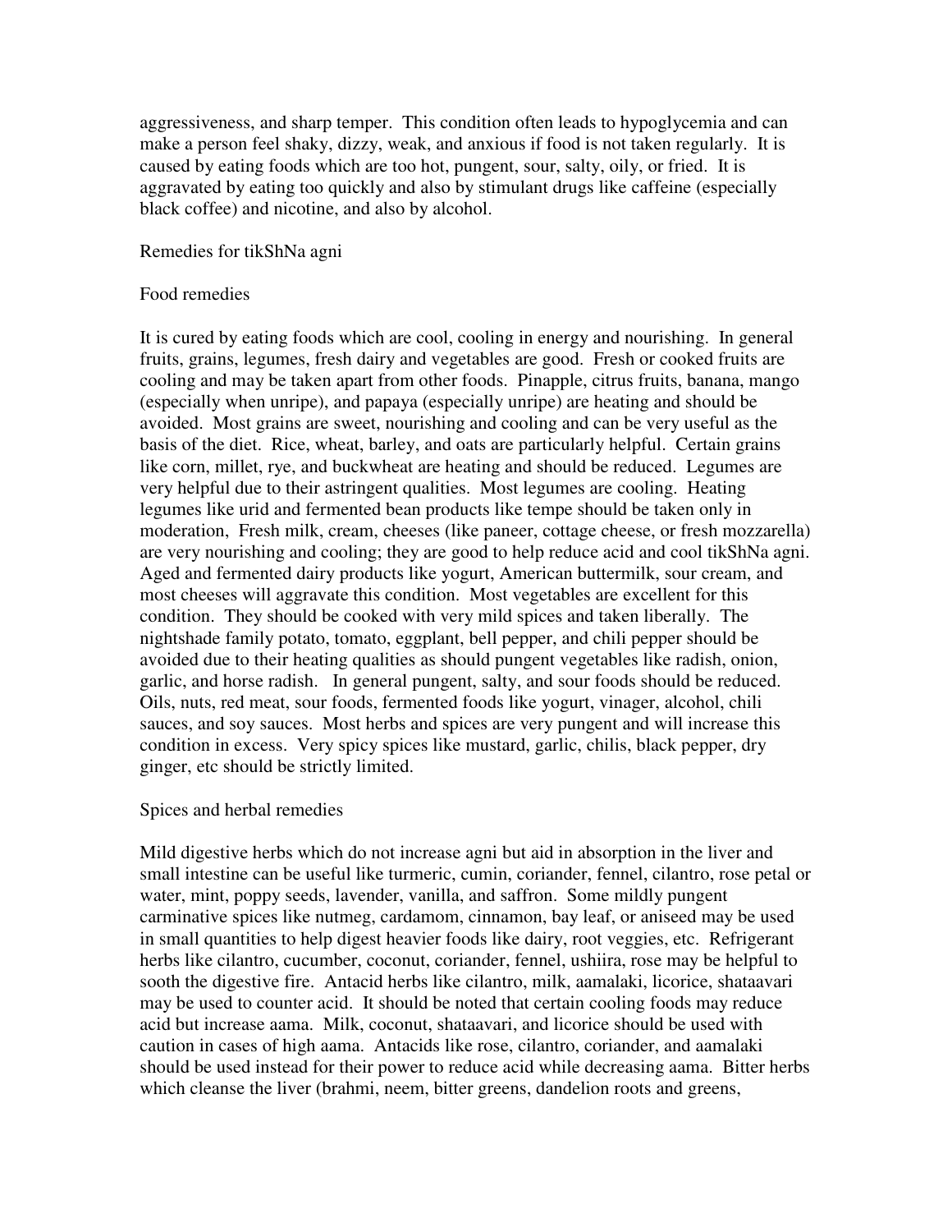aggressiveness, and sharp temper. This condition often leads to hypoglycemia and can make a person feel shaky, dizzy, weak, and anxious if food is not taken regularly. It is caused by eating foods which are too hot, pungent, sour, salty, oily, or fried. It is aggravated by eating too quickly and also by stimulant drugs like caffeine (especially black coffee) and nicotine, and also by alcohol.

## Remedies for tikShNa agni

### Food remedies

It is cured by eating foods which are cool, cooling in energy and nourishing. In general fruits, grains, legumes, fresh dairy and vegetables are good. Fresh or cooked fruits are cooling and may be taken apart from other foods. Pinapple, citrus fruits, banana, mango (especially when unripe), and papaya (especially unripe) are heating and should be avoided. Most grains are sweet, nourishing and cooling and can be very useful as the basis of the diet. Rice, wheat, barley, and oats are particularly helpful. Certain grains like corn, millet, rye, and buckwheat are heating and should be reduced. Legumes are very helpful due to their astringent qualities. Most legumes are cooling. Heating legumes like urid and fermented bean products like tempe should be taken only in moderation, Fresh milk, cream, cheeses (like paneer, cottage cheese, or fresh mozzarella) are very nourishing and cooling; they are good to help reduce acid and cool tikShNa agni. Aged and fermented dairy products like yogurt, American buttermilk, sour cream, and most cheeses will aggravate this condition. Most vegetables are excellent for this condition. They should be cooked with very mild spices and taken liberally. The nightshade family potato, tomato, eggplant, bell pepper, and chili pepper should be avoided due to their heating qualities as should pungent vegetables like radish, onion, garlic, and horse radish. In general pungent, salty, and sour foods should be reduced. Oils, nuts, red meat, sour foods, fermented foods like yogurt, vinager, alcohol, chili sauces, and soy sauces. Most herbs and spices are very pungent and will increase this condition in excess. Very spicy spices like mustard, garlic, chilis, black pepper, dry ginger, etc should be strictly limited.

### Spices and herbal remedies

Mild digestive herbs which do not increase agni but aid in absorption in the liver and small intestine can be useful like turmeric, cumin, coriander, fennel, cilantro, rose petal or water, mint, poppy seeds, lavender, vanilla, and saffron. Some mildly pungent carminative spices like nutmeg, cardamom, cinnamon, bay leaf, or aniseed may be used in small quantities to help digest heavier foods like dairy, root veggies, etc. Refrigerant herbs like cilantro, cucumber, coconut, coriander, fennel, ushiira, rose may be helpful to sooth the digestive fire. Antacid herbs like cilantro, milk, aamalaki, licorice, shataavari may be used to counter acid. It should be noted that certain cooling foods may reduce acid but increase aama. Milk, coconut, shataavari, and licorice should be used with caution in cases of high aama. Antacids like rose, cilantro, coriander, and aamalaki should be used instead for their power to reduce acid while decreasing aama. Bitter herbs which cleanse the liver (brahmi, neem, bitter greens, dandelion roots and greens,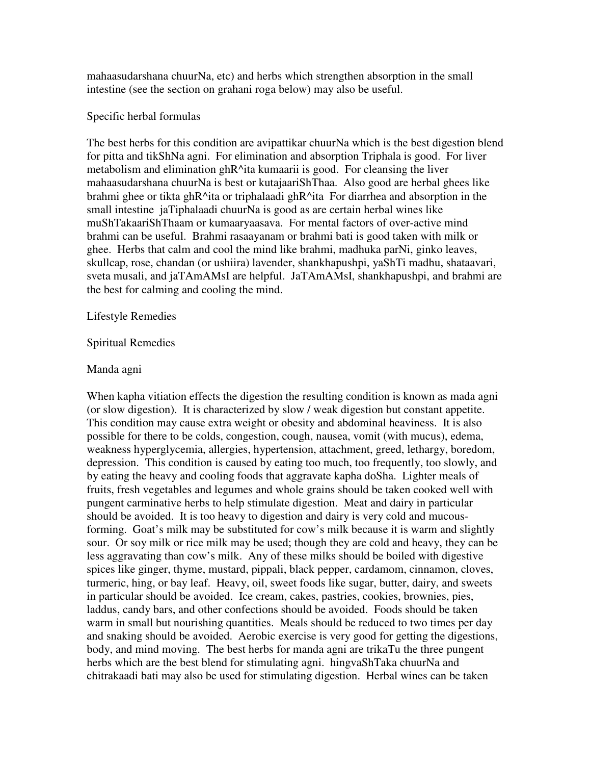mahaasudarshana chuurNa, etc) and herbs which strengthen absorption in the small intestine (see the section on grahani roga below) may also be useful.

Specific herbal formulas

The best herbs for this condition are avipattikar chuurNa which is the best digestion blend for pitta and tikShNa agni. For elimination and absorption Triphala is good. For liver metabolism and elimination ghR^ita kumaarii is good. For cleansing the liver mahaasudarshana chuurNa is best or kutajaariShThaa. Also good are herbal ghees like brahmi ghee or tikta ghR^ita or triphalaadi ghR^ita For diarrhea and absorption in the small intestine jaTiphalaadi chuurNa is good as are certain herbal wines like muShTakaariShThaam or kumaaryaasava. For mental factors of over-active mind brahmi can be useful. Brahmi rasaayanam or brahmi bati is good taken with milk or ghee. Herbs that calm and cool the mind like brahmi, madhuka parNi, ginko leaves, skullcap, rose, chandan (or ushiira) lavender, shankhapushpi, yaShTi madhu, shataavari, sveta musali, and jaTAmAMsI are helpful. JaTAmAMsI, shankhapushpi, and brahmi are the best for calming and cooling the mind.

Lifestyle Remedies

Spiritual Remedies

Manda agni

When kapha vitiation effects the digestion the resulting condition is known as mada agni (or slow digestion). It is characterized by slow / weak digestion but constant appetite. This condition may cause extra weight or obesity and abdominal heaviness. It is also possible for there to be colds, congestion, cough, nausea, vomit (with mucus), edema, weakness hyperglycemia, allergies, hypertension, attachment, greed, lethargy, boredom, depression. This condition is caused by eating too much, too frequently, too slowly, and by eating the heavy and cooling foods that aggravate kapha doSha. Lighter meals of fruits, fresh vegetables and legumes and whole grains should be taken cooked well with pungent carminative herbs to help stimulate digestion. Meat and dairy in particular should be avoided. It is too heavy to digestion and dairy is very cold and mucous-forming. Goat's milk may be substituted for cow's milk because it is warm and slightly sour. Or soy milk or rice milk may be used; though they are cold and heavy, they can be less aggravating than cow's milk. Any of these milks should be boiled with digestive spices like ginger, thyme, mustard, pippali, black pepper, cardamom, cinnamon, cloves, turmeric, hing, or bay leaf. Heavy, oil, sweet foods like sugar, butter, dairy, and sweets in particular should be avoided. Ice cream, cakes, pastries, cookies, brownies, pies, laddus, candy bars, and other confections should be avoided. Foods should be taken warm in small but nourishing quantities. Meals should be reduced to two times per day and snaking should be avoided. Aerobic exercise is very good for getting the digestions, body, and mind moving. The best herbs for manda agni are trikaTu the three pungent herbs which are the best blend for stimulating agni. hingvaShTaka chuurNa and chitrakaadi bati may also be used for stimulating digestion. Herbal wines can be taken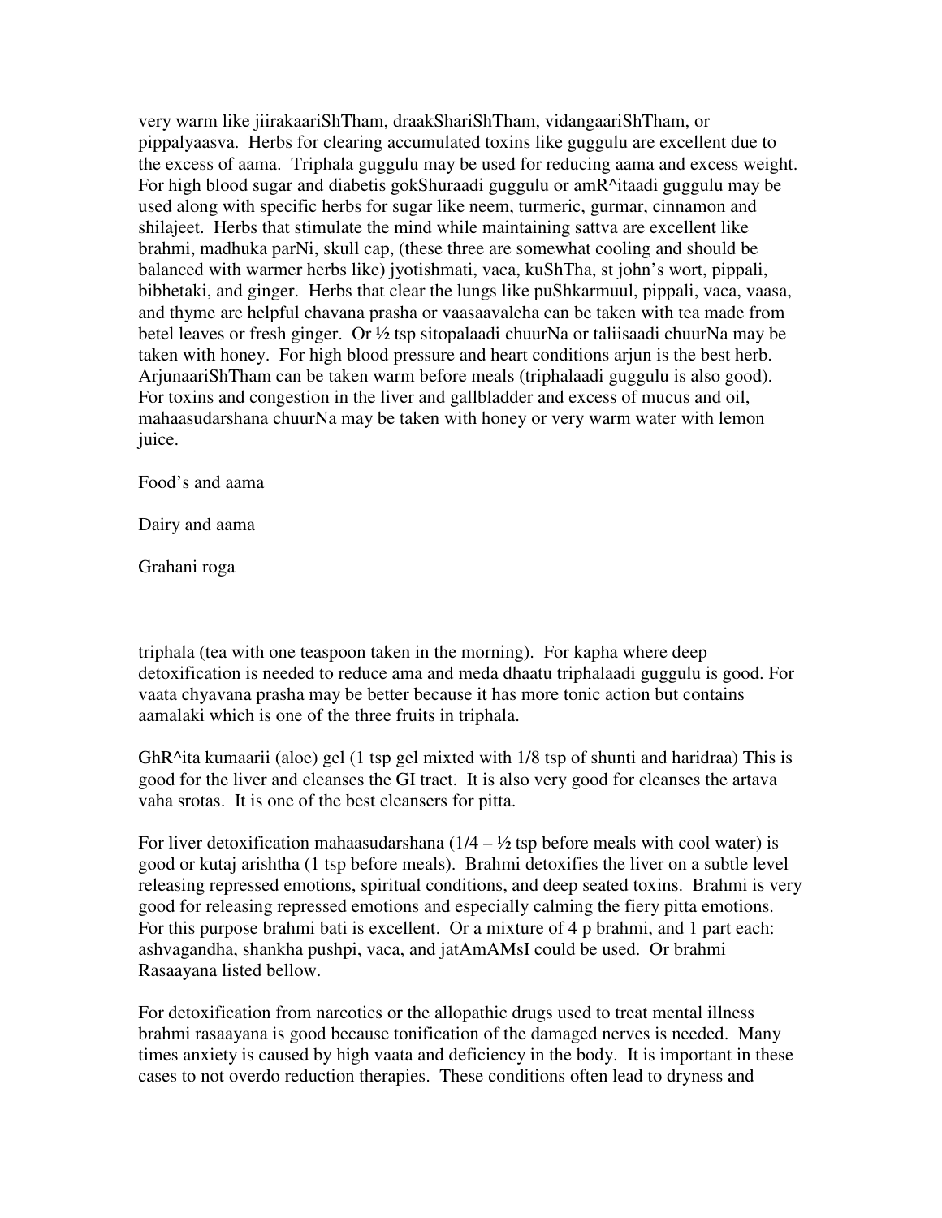very warm like jiirakaariShTham, draakShariShTham, vidangaariShTham, or pippalyaasva. Herbs for clearing accumulated toxins like guggulu are excellent due to the excess of aama. Triphala guggulu may be used for reducing aama and excess weight. For high blood sugar and diabetis gokShuraadi guggulu or amR^itaadi guggulu may be used along with specific herbs for sugar like neem, turmeric, gurmar, cinnamon and shilajeet. Herbs that stimulate the mind while maintaining sattva are excellent like brahmi, madhuka parNi, skull cap, (these three are somewhat cooling and should be balanced with warmer herbs like) jyotishmati, vaca, kuShTha, st john's wort, pippali, bibhetaki, and ginger. Herbs that clear the lungs like puShkarmuul, pippali, vaca, vaasa, and thyme are helpful chavana prasha or vaasaavaleha can be taken with tea made from betel leaves or fresh ginger. Or ½ tsp sitopalaadi chuurNa or taliisaadi chuurNa may be taken with honey. For high blood pressure and heart conditions arjun is the best herb. ArjunaariShTham can be taken warm before meals (triphalaadi guggulu is also good). For toxins and congestion in the liver and gallbladder and excess of mucus and oil, mahaasudarshana chuurNa may be taken with honey or very warm water with lemon juice.

Food's and aama

Dairy and aama

Grahani roga

triphala (tea with one teaspoon taken in the morning). For kapha where deep detoxification is needed to reduce ama and meda dhaatu triphalaadi guggulu is good. For vaata chyavana prasha may be better because it has more tonic action but contains aamalaki which is one of the three fruits in triphala.

GhR^ita kumaarii (aloe) gel (1 tsp gel mixted with 1/8 tsp of shunti and haridraa) This is good for the liver and cleanses the GI tract. It is also very good for cleanses the artava vaha srotas. It is one of the best cleansers for pitta.

For liver detoxification mahaasudarshana (1/4 – ½ tsp before meals with cool water) is good or kutaj arishtha (1 tsp before meals). Brahmi detoxifies the liver on a subtle level releasing repressed emotions, spiritual conditions, and deep seated toxins. Brahmi is very good for releasing repressed emotions and especially calming the fiery pitta emotions. For this purpose brahmi bati is excellent. Or a mixture of 4 p brahmi, and 1 part each: ashvagandha, shankha pushpi, vaca, and jatAmAMsI could be used. Or brahmi Rasaayana listed bellow.

For detoxification from narcotics or the allopathic drugs used to treat mental illness brahmi rasaayana is good because tonification of the damaged nerves is needed. Many times anxiety is caused by high vaata and deficiency in the body. It is important in these cases to not overdo reduction therapies. These conditions often lead to dryness and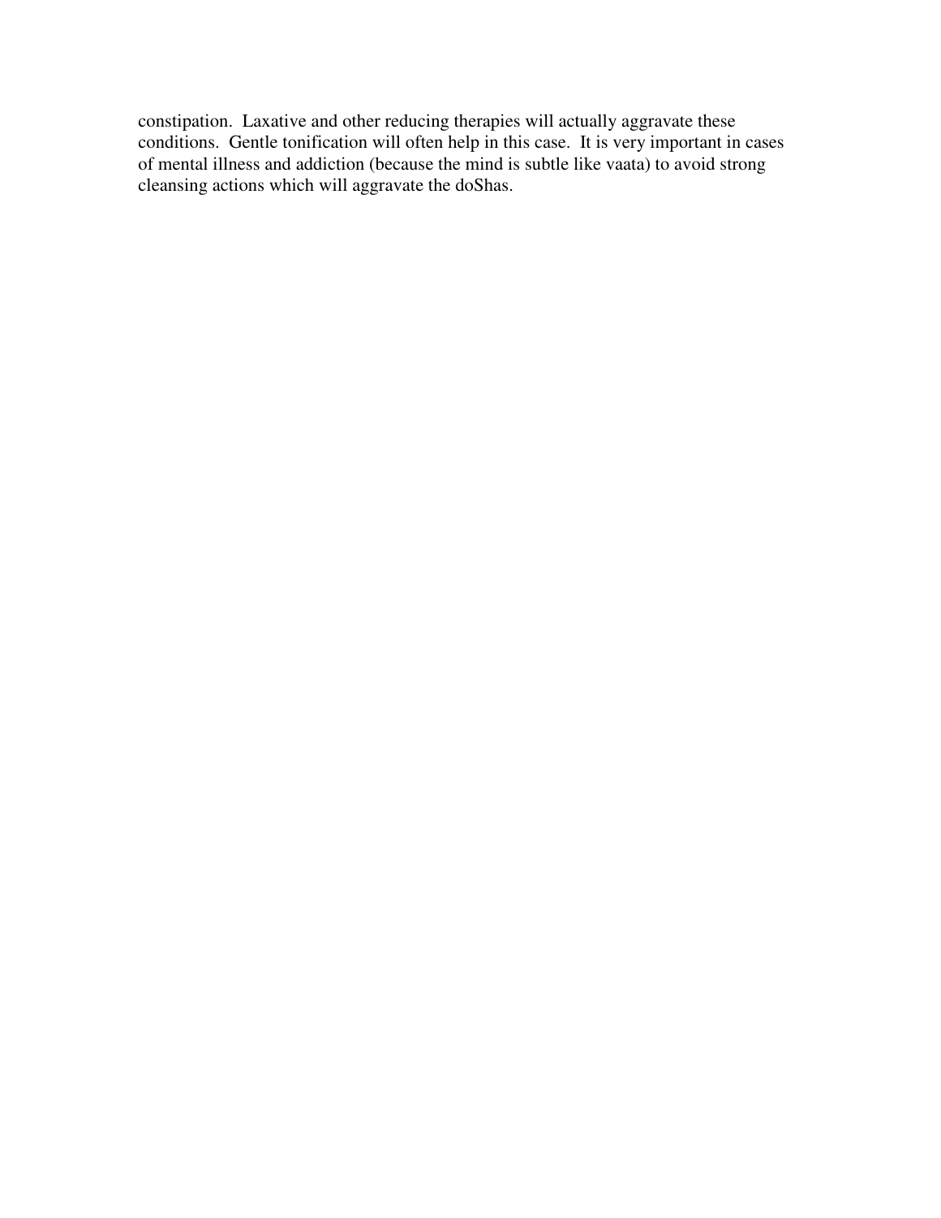constipation. Laxative and other reducing therapies will actually aggravate these conditions. Gentle tonification will often help in this case. It is very important in cases of mental illness and addiction (because the mind is subtle like vaata) to avoid strong cleansing actions which will aggravate the doShas.